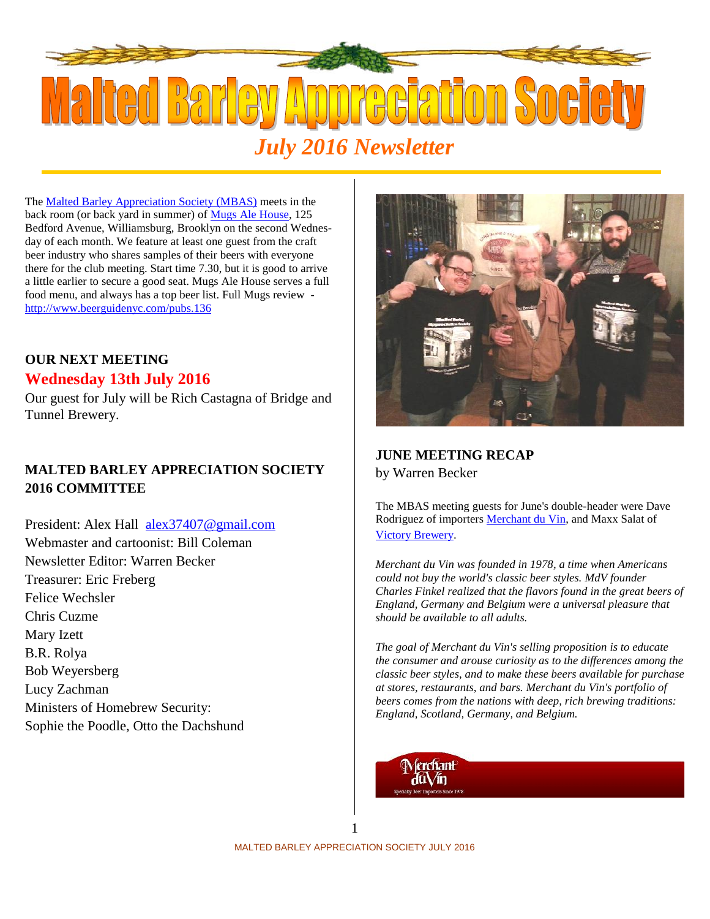# Malted Barley Appreciation Society

## July 2016 Newsletter

The Malted Barley Appreciation Society (MBAS) meets in the back room (or back yard in summer) of Mugs Ale House, 125 Bedford Avenue, Williamsburg, Brooklyn on the second Wednesday of each month. We feature at least one guest from the craft beer industry who shares samples of their beers with everyone there for the club meeting. Start time 7.30, but it is good to arrive a little earlier to secure a good seat. Mugs Ale House serves a full food menu, and always has a top beer list. Full Mugs review - http://www.beerguidenyc.com/pubs.136

### OUR NEXT MEETING

**Wednesday 13th July 2016**

Our guest for July will be Rich Castagna of Bridge and Tunnel Brewery.

### MALTED BARLEY APPRECIATION SOCIETY 2016 COMMITTEE

President: Alex Hall alex37407@gmail.com
Webmaster and cartoonist: Bill Coleman
Newsletter Editor: Warren Becker
Treasurer: Eric Freberg
Felice Wechsler
Chris Cuzme
Mary Izett
B.R. Rolya
Bob Weyersberg
Lucy Zachman
Ministers of Homebrew Security:
Sophie the Poodle, Otto the Dachshund

### JUNE MEETING RECAP

by Warren Becker

The MBAS meeting guests for June's double-header were Dave Rodriguez of importers Merchant du Vin, and Maxx Salat of Victory Brewery.

*Merchant du Vin was founded in 1978, a time when Americans could not buy the world's classic beer styles. MdV founder Charles Finkel realized that the flavors found in the great beers of England, Germany and Belgium were a universal pleasure that should be available to all adults.*

*The goal of Merchant du Vin's selling proposition is to educate the consumer and arouse curiosity as to the differences among the classic beer styles, and to make these beers available for purchase at stores, restaurants, and bars. Merchant du Vin's portfolio of beers comes from the nations with deep, rich brewing traditions: England, Scotland, Germany, and Belgium.*

Merchant du Vin
Specialty Beer Importers Since 1978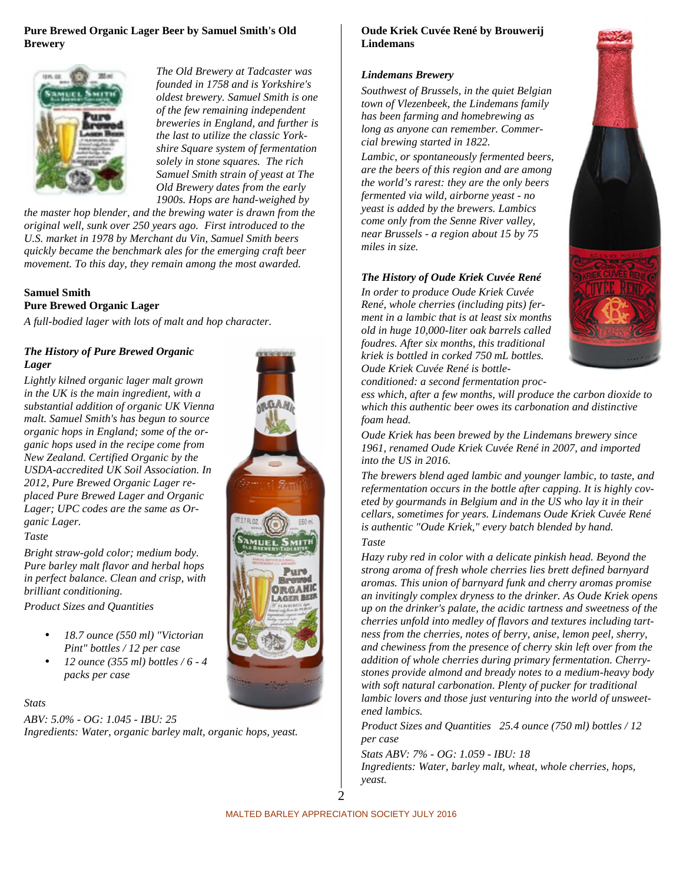**Pure Brewed Organic Lager Beer by Samuel Smith's Old Brewery**

*The Old Brewery at Tadcaster was founded in 1758 and is Yorkshire's oldest brewery. Samuel Smith is one of the few remaining independent breweries in England, and further is the last to utilize the classic Yorkshire Square system of fermentation solely in stone squares. The rich Samuel Smith strain of yeast at The Old Brewery dates from the early 1900s. Hops are hand-weighed by the master hop blender, and the brewing water is drawn from the original well, sunk over 250 years ago. First introduced to the U.S. market in 1978 by Merchant du Vin, Samuel Smith beers quickly became the benchmark ales for the emerging craft beer movement. To this day, they remain among the most awarded.*

**Samuel Smith**
**Pure Brewed Organic Lager**

*A full-bodied lager with lots of malt and hop character.*

***The History of Pure Brewed Organic Lager***

*Lightly kilned organic lager malt grown in the UK is the main ingredient, with a substantial addition of organic UK Vienna malt. Samuel Smith's has begun to source organic hops in England; some of the organic hops used in the recipe come from New Zealand. Certified Organic by the USDA-accredited UK Soil Association. In 2012, Pure Brewed Organic Lager replaced Pure Brewed Lager and Organic Lager; UPC codes are the same as Organic Lager.*

*Taste*

*Bright straw-gold color; medium body. Pure barley malt flavor and herbal hops in perfect balance. Clean and crisp, with brilliant conditioning.*

*Product Sizes and Quantities*

- *18.7 ounce (550 ml) "Victorian Pint" bottles / 12 per case*
- *12 ounce (355 ml) bottles / 6 - 4 packs per case*

*Stats*

*ABV: 5.0% - OG: 1.045 - IBU: 25*
*Ingredients: Water, organic barley malt, organic hops, yeast.*

**Oude Kriek Cuvée René by Brouwerij Lindemans**

***Lindemans Brewery***

*Southwest of Brussels, in the quiet Belgian town of Vlezenbeek, the Lindemans family has been farming and homebrewing as long as anyone can remember. Commercial brewing started in 1822.*

*Lambic, or spontaneously fermented beers, are the beers of this region and are among the world's rarest: they are the only beers fermented via wild, airborne yeast - no yeast is added by the brewers. Lambics come only from the Senne River valley, near Brussels - a region about 15 by 75 miles in size.*

***The History of Oude Kriek Cuvée René***

*In order to produce Oude Kriek Cuvée René, whole cherries (including pits) ferment in a lambic that is at least six months old in huge 10,000-liter oak barrels called foudres. After six months, this traditional kriek is bottled in corked 750 mL bottles. Oude Kriek Cuvée René is bottle-conditioned: a second fermentation process which, after a few months, will produce the carbon dioxide to which this authentic beer owes its carbonation and distinctive foam head.*

*Oude Kriek has been brewed by the Lindemans brewery since 1961, renamed Oude Kriek Cuvée René in 2007, and imported into the US in 2016.*

*The brewers blend aged lambic and younger lambic, to taste, and refermentation occurs in the bottle after capping. It is highly coveted by gourmands in Belgium and in the US who lay it in their cellars, sometimes for years. Lindemans Oude Kriek Cuvée René is authentic "Oude Kriek," every batch blended by hand.*

*Taste*

*Hazy ruby red in color with a delicate pinkish head. Beyond the strong aroma of fresh whole cherries lies brett defined barnyard aromas. This union of barnyard funk and cherry aromas promise an invitingly complex dryness to the drinker. As Oude Kriek opens up on the drinker's palate, the acidic tartness and sweetness of the cherries unfold into medley of flavors and textures including tartness from the cherries, notes of berry, anise, lemon peel, sherry, and chewiness from the presence of cherry skin left over from the addition of whole cherries during primary fermentation. Cherry-stones provide almond and bready notes to a medium-heavy body with soft natural carbonation. Plenty of pucker for traditional lambic lovers and those just venturing into the world of unsweetened lambics.*

*Product Sizes and Quantities 25.4 ounce (750 ml) bottles / 12 per case*

*Stats ABV: 7% - OG: 1.059 - IBU: 18*
*Ingredients: Water, barley malt, wheat, whole cherries, hops, yeast.*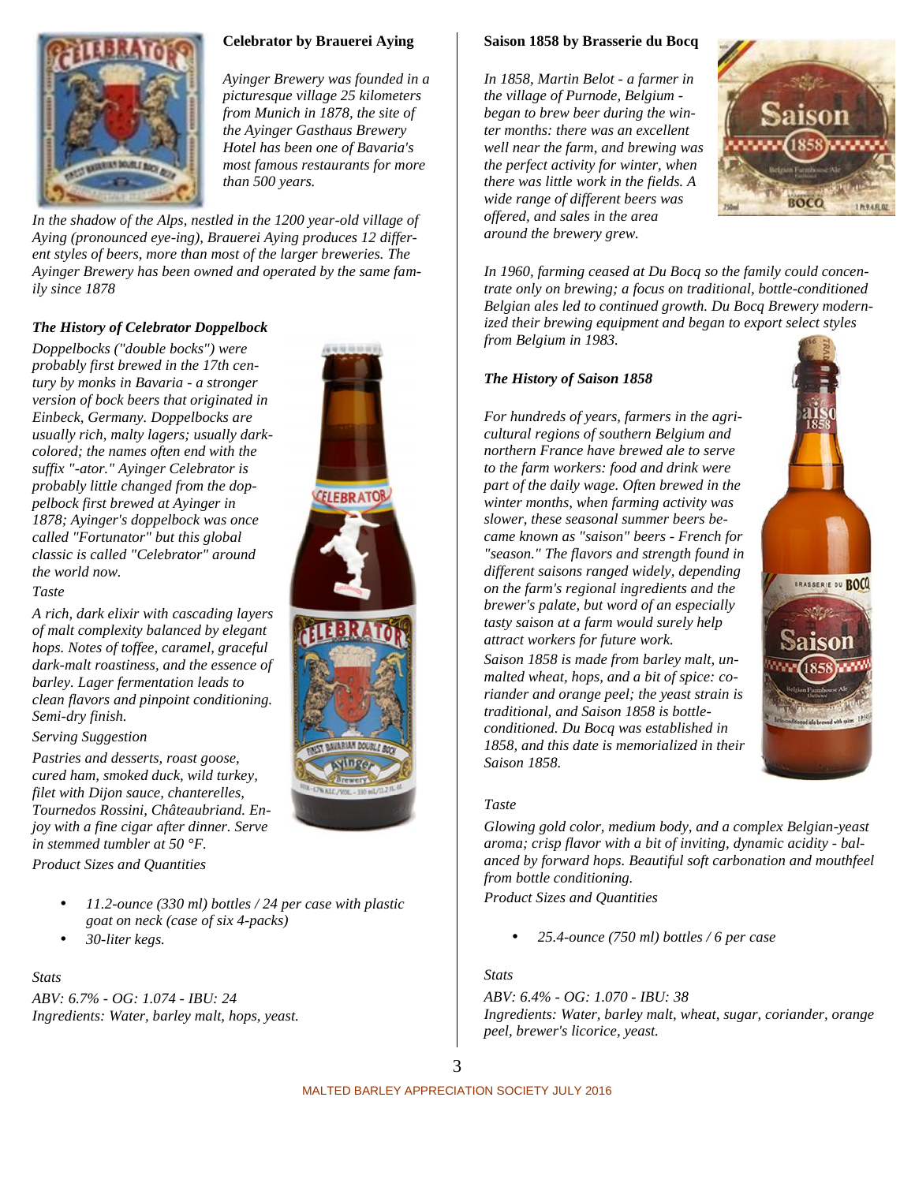### Celebrator by Brauerei Aying

*Ayinger Brewery was founded in a picturesque village 25 kilometers from Munich in 1878, the site of the Ayinger Gasthaus Brewery Hotel has been one of Bavaria's most famous restaurants for more than 500 years.*

*In the shadow of the Alps, nestled in the 1200 year-old village of Aying (pronounced eye-ing), Brauerei Aying produces 12 different styles of beers, more than most of the larger breweries. The Ayinger Brewery has been owned and operated by the same family since 1878*

#### *The History of Celebrator Doppelbock*

*Doppelbocks ("double bocks") were probably first brewed in the 17th century by monks in Bavaria - a stronger version of bock beers that originated in Einbeck, Germany. Doppelbocks are usually rich, malty lagers; usually dark-colored; the names often end with the suffix "-ator." Ayinger Celebrator is probably little changed from the doppelbock first brewed at Ayinger in 1878; Ayinger's doppelbock was once called "Fortunator" but this global classic is called "Celebrator" around the world now.*

*Taste*

*A rich, dark elixir with cascading layers of malt complexity balanced by elegant hops. Notes of toffee, caramel, graceful dark-malt roastiness, and the essence of barley. Lager fermentation leads to clean flavors and pinpoint conditioning. Semi-dry finish.*

*Serving Suggestion*

*Pastries and desserts, roast goose, cured ham, smoked duck, wild turkey, filet with Dijon sauce, chanterelles, Tournedos Rossini, Châteaubriand. Enjoy with a fine cigar after dinner. Serve in stemmed tumbler at 50 °F.*

*Product Sizes and Quantities*

- *11.2-ounce (330 ml) bottles / 24 per case with plastic goat on neck (case of six 4-packs)*
- *30-liter kegs.*

*Stats*

*ABV: 6.7% - OG: 1.074 - IBU: 24*
*Ingredients: Water, barley malt, hops, yeast.*

### Saison 1858 by Brasserie du Bocq

*In 1858, Martin Belot - a farmer in the village of Purnode, Belgium - began to brew beer during the winter months: there was an excellent well near the farm, and brewing was the perfect activity for winter, when there was little work in the fields. A wide range of different beers was offered, and sales in the area around the brewery grew.*

*In 1960, farming ceased at Du Bocq so the family could concentrate only on brewing; a focus on traditional, bottle-conditioned Belgian ales led to continued growth. Du Bocq Brewery modernized their brewing equipment and began to export select styles from Belgium in 1983.*

#### *The History of Saison 1858*

*For hundreds of years, farmers in the agricultural regions of southern Belgium and northern France have brewed ale to serve to the farm workers: food and drink were part of the daily wage. Often brewed in the winter months, when farming activity was slower, these seasonal summer beers became known as "saison" beers - French for "season." The flavors and strength found in different saisons ranged widely, depending on the farm's regional ingredients and the brewer's palate, but word of an especially tasty saison at a farm would surely help attract workers for future work.*

*Saison 1858 is made from barley malt, unmalted wheat, hops, and a bit of spice: coriander and orange peel; the yeast strain is traditional, and Saison 1858 is bottle-conditioned. Du Bocq was established in 1858, and this date is memorialized in their Saison 1858.*

*Taste*

*Glowing gold color, medium body, and a complex Belgian-yeast aroma; crisp flavor with a bit of inviting, dynamic acidity - balanced by forward hops. Beautiful soft carbonation and mouthfeel from bottle conditioning.*

*Product Sizes and Quantities*

- *25.4-ounce (750 ml) bottles / 6 per case*

*Stats*

*ABV: 6.4% - OG: 1.070 - IBU: 38*
*Ingredients: Water, barley malt, wheat, sugar, coriander, orange peel, brewer's licorice, yeast.*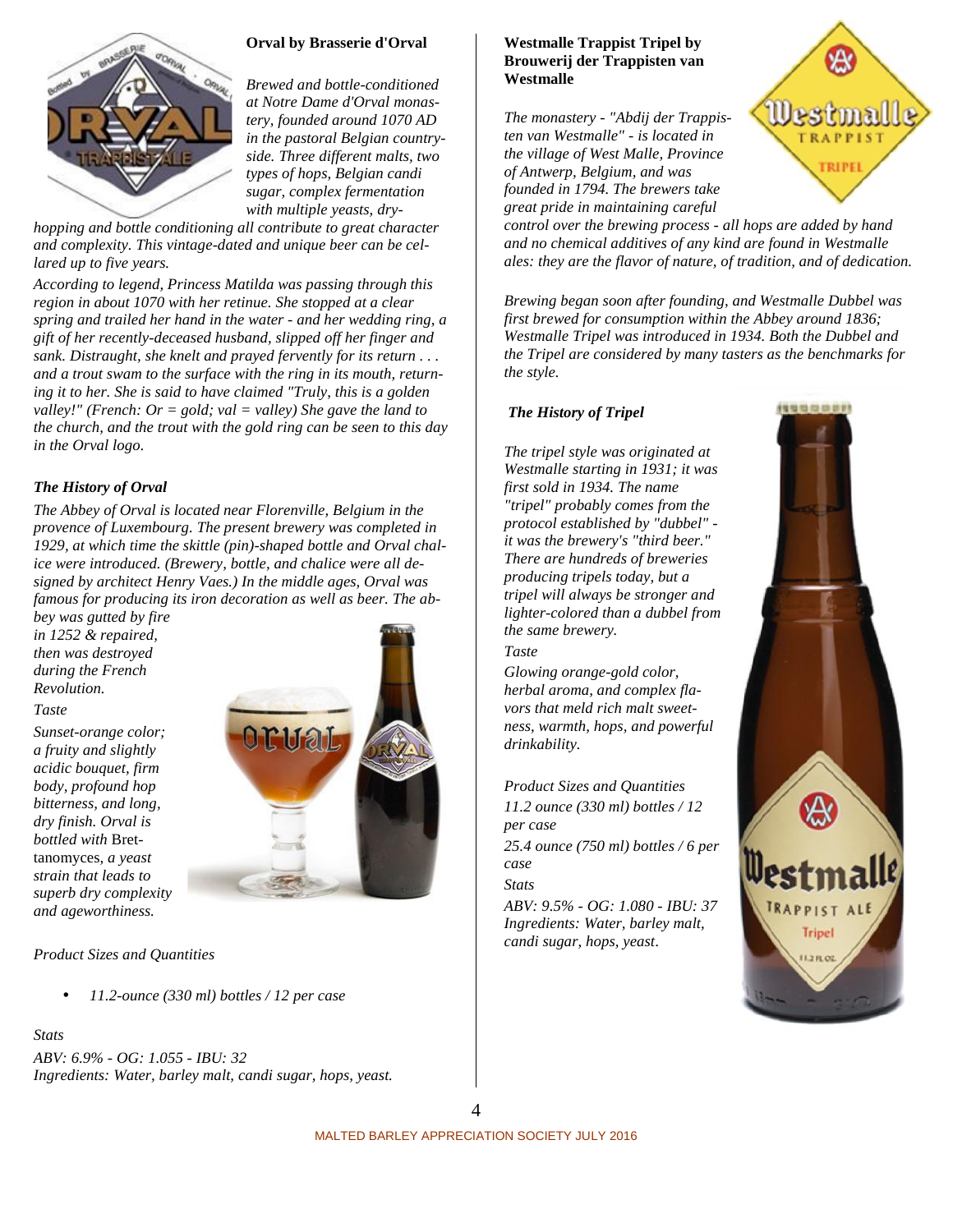## Orval by Brasserie d'Orval

*Brewed and bottle-conditioned at Notre Dame d'Orval monastery, founded around 1070 AD in the pastoral Belgian countryside. Three different malts, two types of hops, Belgian candi sugar, complex fermentation with multiple yeasts, dry-hopping and bottle conditioning all contribute to great character and complexity. This vintage-dated and unique beer can be cellared up to five years.*

*According to legend, Princess Matilda was passing through this region in about 1070 with her retinue. She stopped at a clear spring and trailed her hand in the water - and her wedding ring, a gift of her recently-deceased husband, slipped off her finger and sank. Distraught, she knelt and prayed fervently for its return . . . and a trout swam to the surface with the ring in its mouth, returning it to her. She is said to have claimed "Truly, this is a golden valley!" (French: Or = gold; val = valley) She gave the land to the church, and the trout with the gold ring can be seen to this day in the Orval logo.*

### *The History of Orval*

*The Abbey of Orval is located near Florenville, Belgium in the provence of Luxembourg. The present brewery was completed in 1929, at which time the skittle (pin)-shaped bottle and Orval chalice were introduced. (Brewery, bottle, and chalice were all designed by architect Henry Vaes.) In the middle ages, Orval was famous for producing its iron decoration as well as beer. The abbey was gutted by fire in 1252 & repaired, then was destroyed during the French Revolution.*

*Taste*

*Sunset-orange color; a fruity and slightly acidic bouquet, firm body, profound hop bitterness, and long, dry finish. Orval is bottled with* Brettanomyces, *a yeast strain that leads to superb dry complexity and ageworthiness.*

*Product Sizes and Quantities*

- *11.2-ounce (330 ml) bottles / 12 per case*

*Stats*

*ABV: 6.9% - OG: 1.055 - IBU: 32*
*Ingredients: Water, barley malt, candi sugar, hops, yeast.*

## Westmalle Trappist Tripel by Brouwerij der Trappisten van Westmalle

*The monastery - "Abdij der Trappisten van Westmalle" - is located in the village of West Malle, Province of Antwerp, Belgium, and was founded in 1794. The brewers take great pride in maintaining careful control over the brewing process - all hops are added by hand and no chemical additives of any kind are found in Westmalle ales: they are the flavor of nature, of tradition, and of dedication.*

*Brewing began soon after founding, and Westmalle Dubbel was first brewed for consumption within the Abbey around 1836; Westmalle Tripel was introduced in 1934. Both the Dubbel and the Tripel are considered by many tasters as the benchmarks for the style.*

### *The History of Tripel*

*The tripel style was originated at Westmalle starting in 1931; it was first sold in 1934. The name "tripel" probably comes from the protocol established by "dubbel" - it was the brewery's "third beer." There are hundreds of breweries producing tripels today, but a tripel will always be stronger and lighter-colored than a dubbel from the same brewery.*

*Taste*

*Glowing orange-gold color, herbal aroma, and complex flavors that meld rich malt sweetness, warmth, hops, and powerful drinkability.*

*Product Sizes and Quantities*

*11.2 ounce (330 ml) bottles / 12 per case*

*25.4 ounce (750 ml) bottles / 6 per case*

*Stats*

*ABV: 9.5% - OG: 1.080 - IBU: 37*
*Ingredients: Water, barley malt, candi sugar, hops, yeast.*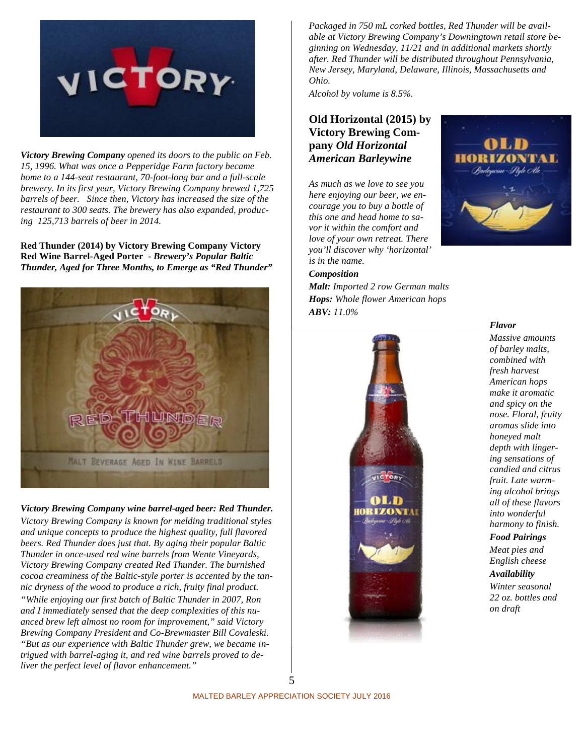*Victory Brewing Company* opened its doors to the public on Feb. 15, 1996. What was once a Pepperidge Farm factory became home to a 144-seat restaurant, 70-foot-long bar and a full-scale brewery. In its first year, Victory Brewing Company brewed 1,725 barrels of beer. Since then, Victory has increased the size of the restaurant to 300 seats. The brewery has also expanded, producing 125,713 barrels of beer in 2014.

**Red Thunder (2014) by Victory Brewing Company Victory Red Wine Barrel-Aged Porter - *Brewery's Popular Baltic Thunder, Aged for Three Months, to Emerge as "Red Thunder"***

***Victory Brewing Company wine barrel-aged beer: Red Thunder.***

*Victory Brewing Company is known for melding traditional styles and unique concepts to produce the highest quality, full flavored beers. Red Thunder does just that. By aging their popular Baltic Thunder in once-used red wine barrels from Wente Vineyards, Victory Brewing Company created Red Thunder. The burnished cocoa creaminess of the Baltic-style porter is accented by the tannic dryness of the wood to produce a rich, fruity final product.*

*"While enjoying our first batch of Baltic Thunder in 2007, Ron and I immediately sensed that the deep complexities of this nuanced brew left almost no room for improvement," said Victory Brewing Company President and Co-Brewmaster Bill Covaleski. "But as our experience with Baltic Thunder grew, we became intrigued with barrel-aging it, and red wine barrels proved to deliver the perfect level of flavor enhancement."*

*Packaged in 750 mL corked bottles, Red Thunder will be available at Victory Brewing Company's Downingtown retail store beginning on Wednesday, 11/21 and in additional markets shortly after. Red Thunder will be distributed throughout Pennsylvania, New Jersey, Maryland, Delaware, Illinois, Massachusetts and Ohio.*

*Alcohol by volume is 8.5%.*

## Old Horizontal (2015) by Victory Brewing Company *Old Horizontal American Barleywine*

*As much as we love to see you here enjoying our beer, we encourage you to buy a bottle of this one and head home to savor it within the comfort and love of your own retreat. There you'll discover why 'horizontal' is in the name.*

***Composition***

***Malt:*** *Imported 2 row German malts*

***Hops:*** *Whole flower American hops*

***ABV:*** *11.0%*

***Flavor***

*Massive amounts of barley malts, combined with fresh harvest American hops make it aromatic and spicy on the nose. Floral, fruity aromas slide into honeyed malt depth with lingering sensations of candied and citrus fruit. Late warming alcohol brings all of these flavors into wonderful harmony to finish.*

***Food Pairings***

*Meat pies and English cheese*

***Availability***

*Winter seasonal 22 oz. bottles and on draft*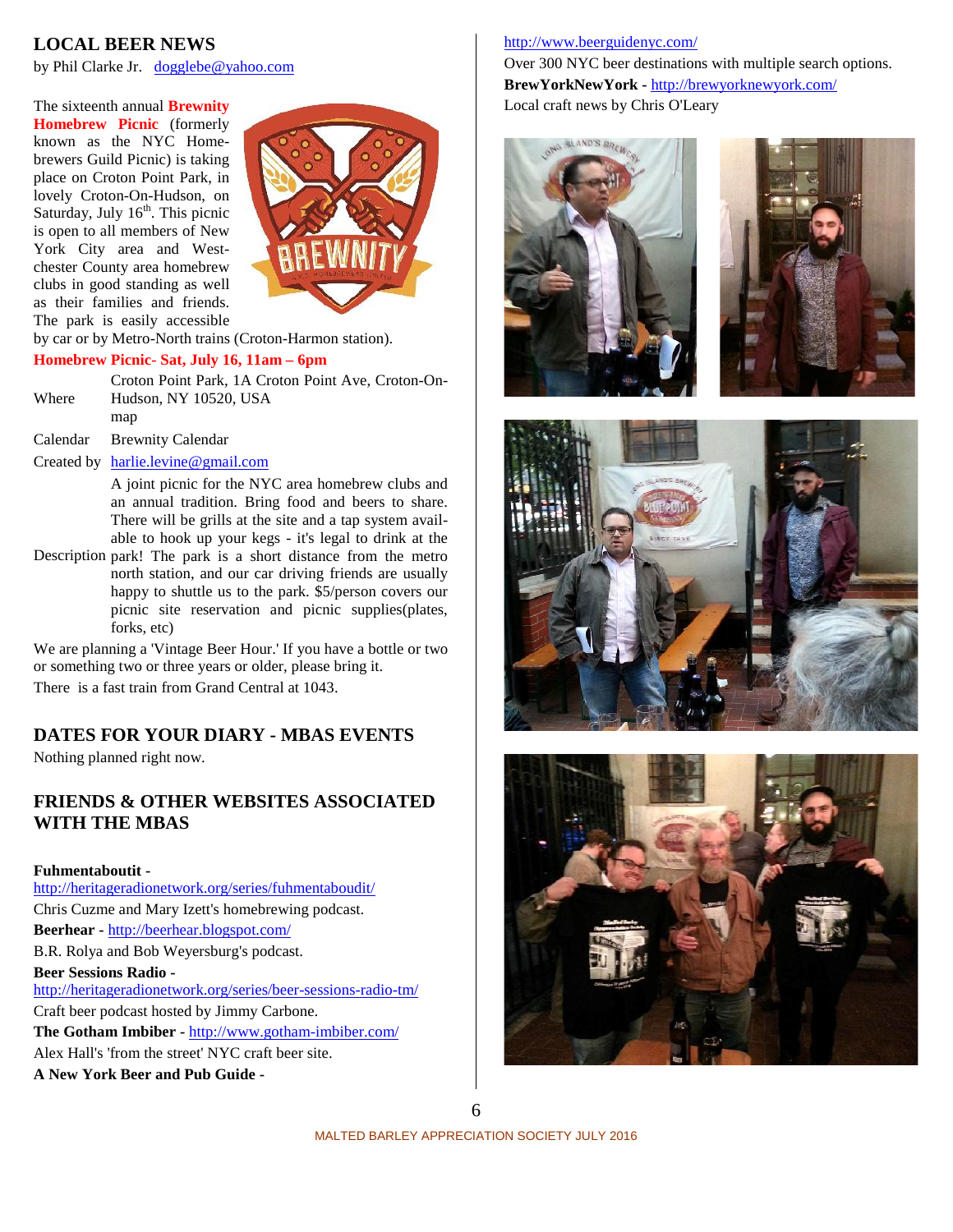## LOCAL BEER NEWS

by Phil Clarke Jr. dogglebe@yahoo.com

The sixteenth annual **Brewnity Homebrew Picnic** (formerly known as the NYC Homebrewers Guild Picnic) is taking place on Croton Point Park, in lovely Croton-On-Hudson, on Saturday, July 16th. This picnic is open to all members of New York City area and Westchester County area homebrew clubs in good standing as well as their families and friends. The park is easily accessible by car or by Metro-North trains (Croton-Harmon station).

**Homebrew Picnic- Sat, July 16, 11am – 6pm**

| | |
|---|---|
| Where | Croton Point Park, 1A Croton Point Ave, Croton-On-Hudson, NY 10520, USA map |
| Calendar | Brewnity Calendar |
| Created by | harlie.levine@gmail.com |
| Description | A joint picnic for the NYC area homebrew clubs and an annual tradition. Bring food and beers to share. There will be grills at the site and a tap system available to hook up your kegs - it's legal to drink at the park! The park is a short distance from the metro north station, and our car driving friends are usually happy to shuttle us to the park. $5/person covers our picnic site reservation and picnic supplies(plates, forks, etc) |

We are planning a 'Vintage Beer Hour.' If you have a bottle or two or something two or three years or older, please bring it.

There is a fast train from Grand Central at 1043.

## DATES FOR YOUR DIARY - MBAS EVENTS

Nothing planned right now.

## FRIENDS & OTHER WEBSITES ASSOCIATED WITH THE MBAS

**Fuhmentaboutit -** http://heritageradionetwork.org/series/fuhmentaboudit/
Chris Cuzme and Mary Izett's homebrewing podcast.

**Beerhear -** http://beerhear.blogspot.com/
B.R. Rolya and Bob Weyersburg's podcast.

**Beer Sessions Radio -** http://heritageradionetwork.org/series/beer-sessions-radio-tm/
Craft beer podcast hosted by Jimmy Carbone.

**The Gotham Imbiber -** http://www.gotham-imbiber.com/
Alex Hall's 'from the street' NYC craft beer site.

**A New York Beer and Pub Guide -** http://www.beerguidenyc.com/
Over 300 NYC beer destinations with multiple search options.

**BrewYorkNewYork -** http://brewyorknewyork.com/
Local craft news by Chris O'Leary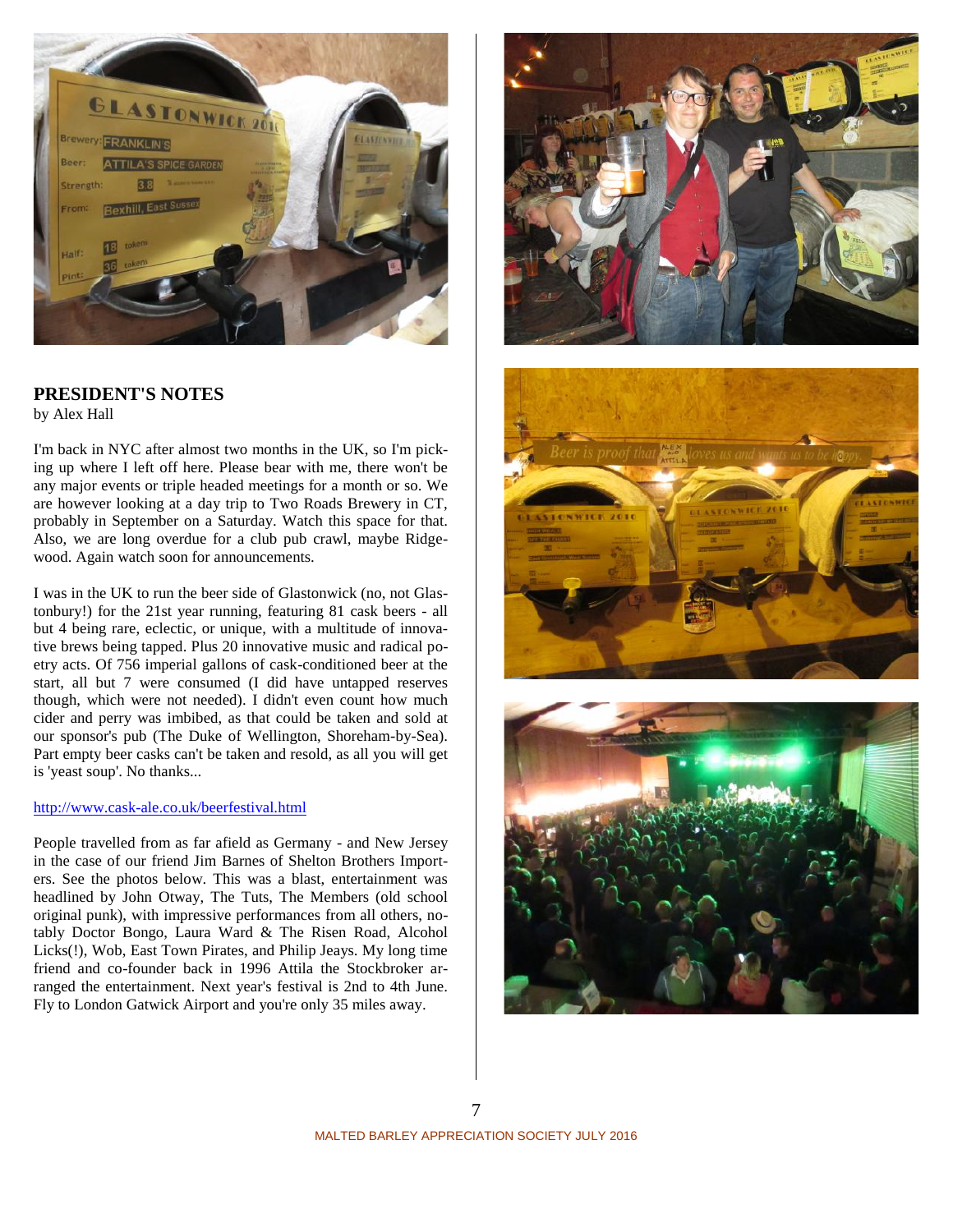## PRESIDENT'S NOTES

by Alex Hall

I'm back in NYC after almost two months in the UK, so I'm picking up where I left off here. Please bear with me, there won't be any major events or triple headed meetings for a month or so. We are however looking at a day trip to Two Roads Brewery in CT, probably in September on a Saturday. Watch this space for that. Also, we are long overdue for a club pub crawl, maybe Ridgewood. Again watch soon for announcements.

I was in the UK to run the beer side of Glastonwick (no, not Glastonbury!) for the 21st year running, featuring 81 cask beers - all but 4 being rare, eclectic, or unique, with a multitude of innovative brews being tapped. Plus 20 innovative music and radical poetry acts. Of 756 imperial gallons of cask-conditioned beer at the start, all but 7 were consumed (I did have untapped reserves though, which were not needed). I didn't even count how much cider and perry was imbibed, as that could be taken and sold at our sponsor's pub (The Duke of Wellington, Shoreham-by-Sea). Part empty beer casks can't be taken and resold, as all you will get is 'yeast soup'. No thanks...

http://www.cask-ale.co.uk/beerfestival.html

People travelled from as far afield as Germany - and New Jersey in the case of our friend Jim Barnes of Shelton Brothers Importers. See the photos below. This was a blast, entertainment was headlined by John Otway, The Tuts, The Members (old school original punk), with impressive performances from all others, notably Doctor Bongo, Laura Ward & The Risen Road, Alcohol Licks(!), Wob, East Town Pirates, and Philip Jeays. My long time friend and co-founder back in 1996 Attila the Stockbroker arranged the entertainment. Next year's festival is 2nd to 4th June. Fly to London Gatwick Airport and you're only 35 miles away.